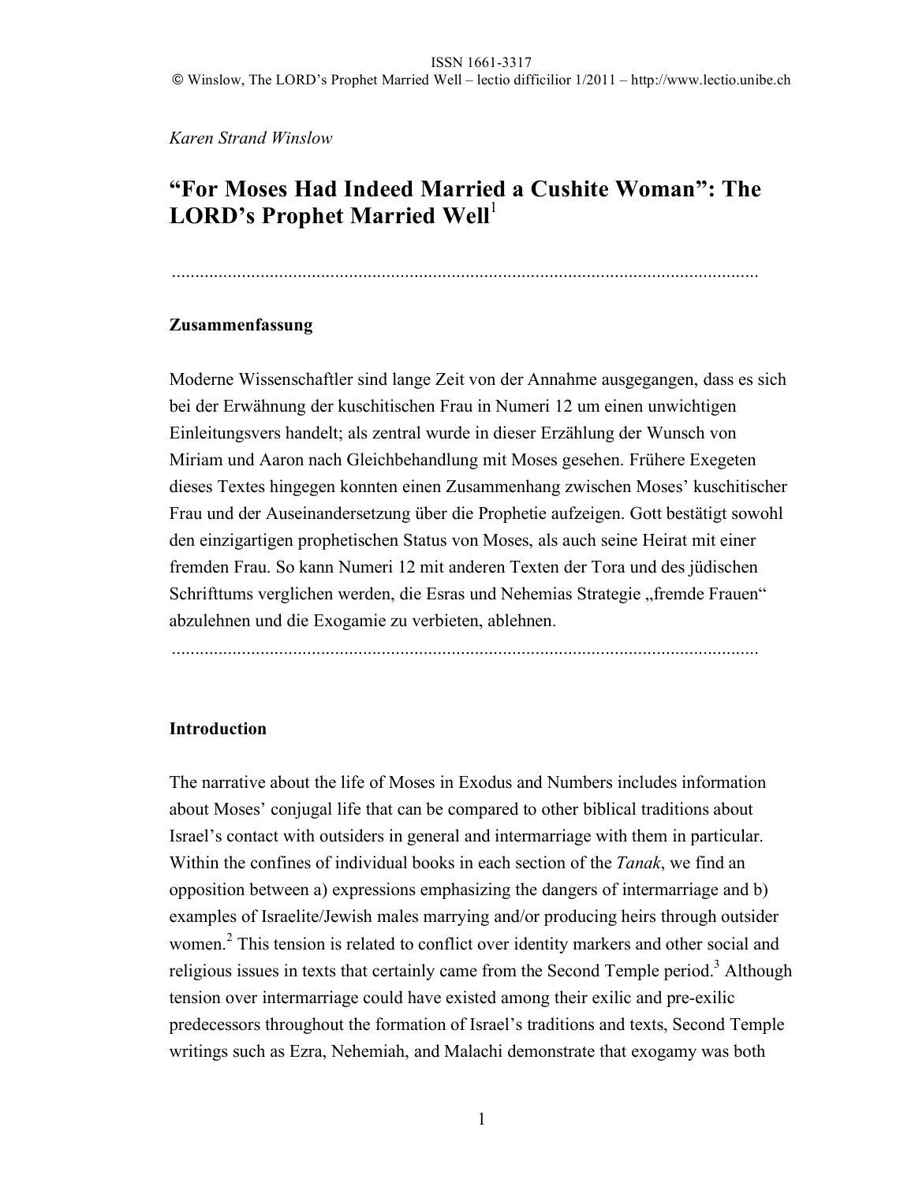*Karen Strand Winslow*

# "For Moses Had Indeed Married a Cushite Woman": The LORD's Prophet Married Well[1]

## Zusammenfassung

Moderne Wissenschaftler sind lange Zeit von der Annahme ausgegangen, dass es sich bei der Erwähnung der kuschitischen Frau in Numeri 12 um einen unwichtigen Einleitungsvers handelt; als zentral wurde in dieser Erzählung der Wunsch von Miriam und Aaron nach Gleichbehandlung mit Moses gesehen. Frühere Exegeten dieses Textes hingegen konnten einen Zusammenhang zwischen Moses' kuschitischer Frau und der Auseinandersetzung über die Prophetie aufzeigen. Gott bestätigt sowohl den einzigartigen prophetischen Status von Moses, als auch seine Heirat mit einer fremden Frau. So kann Numeri 12 mit anderen Texten der Tora und des jüdischen Schrifttums verglichen werden, die Esras und Nehemias Strategie „fremde Frauen" abzulehnen und die Exogamie zu verbieten, ablehnen.

## Introduction

The narrative about the life of Moses in Exodus and Numbers includes information about Moses' conjugal life that can be compared to other biblical traditions about Israel's contact with outsiders in general and intermarriage with them in particular. Within the confines of individual books in each section of the *Tanak*, we find an opposition between a) expressions emphasizing the dangers of intermarriage and b) examples of Israelite/Jewish males marrying and/or producing heirs through outsider women.[2] This tension is related to conflict over identity markers and other social and religious issues in texts that certainly came from the Second Temple period.[3] Although tension over intermarriage could have existed among their exilic and pre-exilic predecessors throughout the formation of Israel's traditions and texts, Second Temple writings such as Ezra, Nehemiah, and Malachi demonstrate that exogamy was both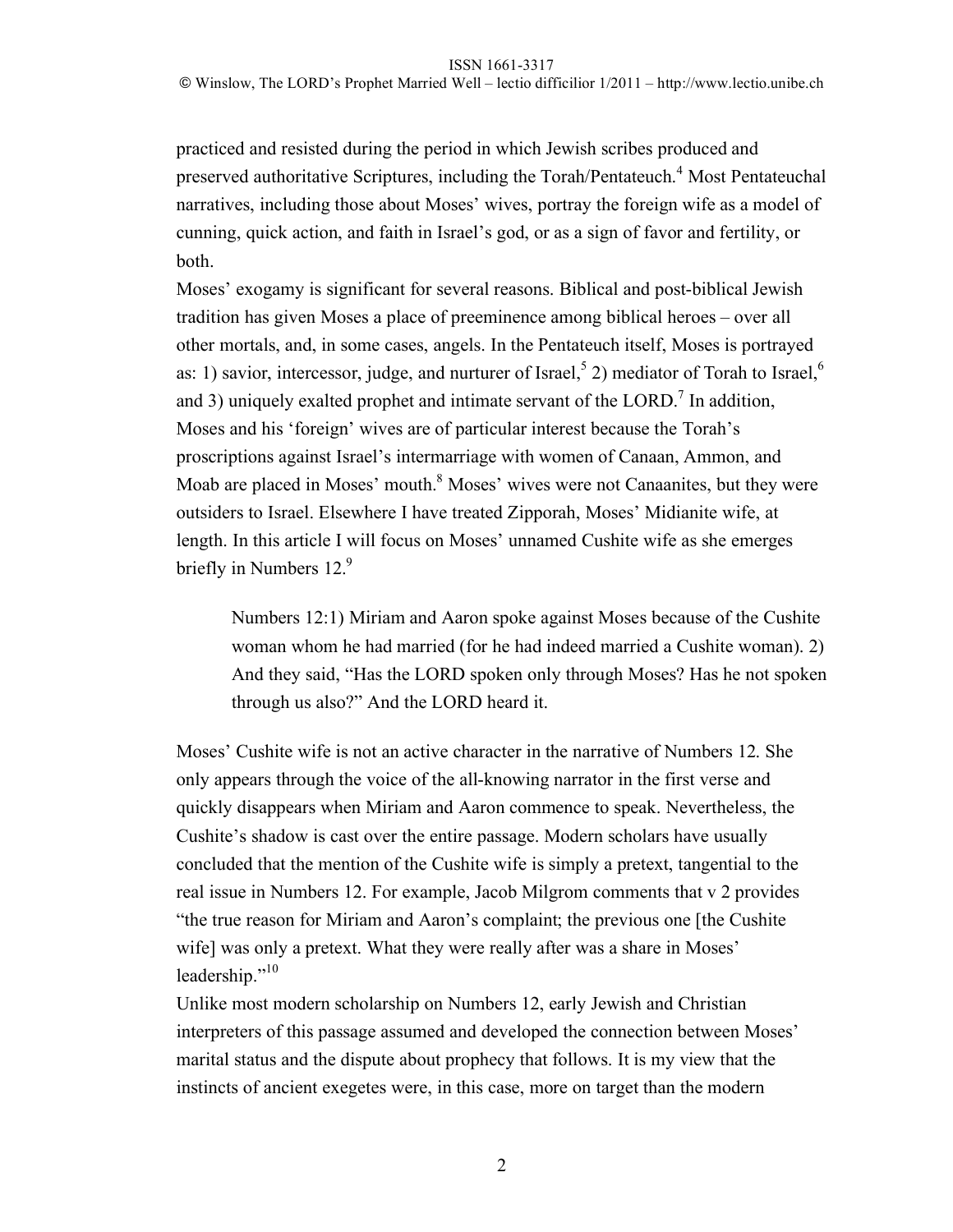practiced and resisted during the period in which Jewish scribes produced and preserved authoritative Scriptures, including the Torah/Pentateuch.[4] Most Pentateuchal narratives, including those about Moses' wives, portray the foreign wife as a model of cunning, quick action, and faith in Israel's god, or as a sign of favor and fertility, or both.

Moses' exogamy is significant for several reasons. Biblical and post-biblical Jewish tradition has given Moses a place of preeminence among biblical heroes – over all other mortals, and, in some cases, angels. In the Pentateuch itself, Moses is portrayed as: 1) savior, intercessor, judge, and nurturer of Israel,[5] 2) mediator of Torah to Israel,[6] and 3) uniquely exalted prophet and intimate servant of the LORD.[7] In addition, Moses and his 'foreign' wives are of particular interest because the Torah's proscriptions against Israel's intermarriage with women of Canaan, Ammon, and Moab are placed in Moses' mouth.[8] Moses' wives were not Canaanites, but they were outsiders to Israel. Elsewhere I have treated Zipporah, Moses' Midianite wife, at length. In this article I will focus on Moses' unnamed Cushite wife as she emerges briefly in Numbers 12.[9]

> Numbers 12:1) Miriam and Aaron spoke against Moses because of the Cushite woman whom he had married (for he had indeed married a Cushite woman). 2) And they said, "Has the LORD spoken only through Moses? Has he not spoken through us also?" And the LORD heard it.

Moses' Cushite wife is not an active character in the narrative of Numbers 12. She only appears through the voice of the all-knowing narrator in the first verse and quickly disappears when Miriam and Aaron commence to speak. Nevertheless, the Cushite's shadow is cast over the entire passage. Modern scholars have usually concluded that the mention of the Cushite wife is simply a pretext, tangential to the real issue in Numbers 12. For example, Jacob Milgrom comments that v 2 provides "the true reason for Miriam and Aaron's complaint; the previous one [the Cushite wife] was only a pretext. What they were really after was a share in Moses' leadership."[10]

Unlike most modern scholarship on Numbers 12, early Jewish and Christian interpreters of this passage assumed and developed the connection between Moses' marital status and the dispute about prophecy that follows. It is my view that the instincts of ancient exegetes were, in this case, more on target than the modern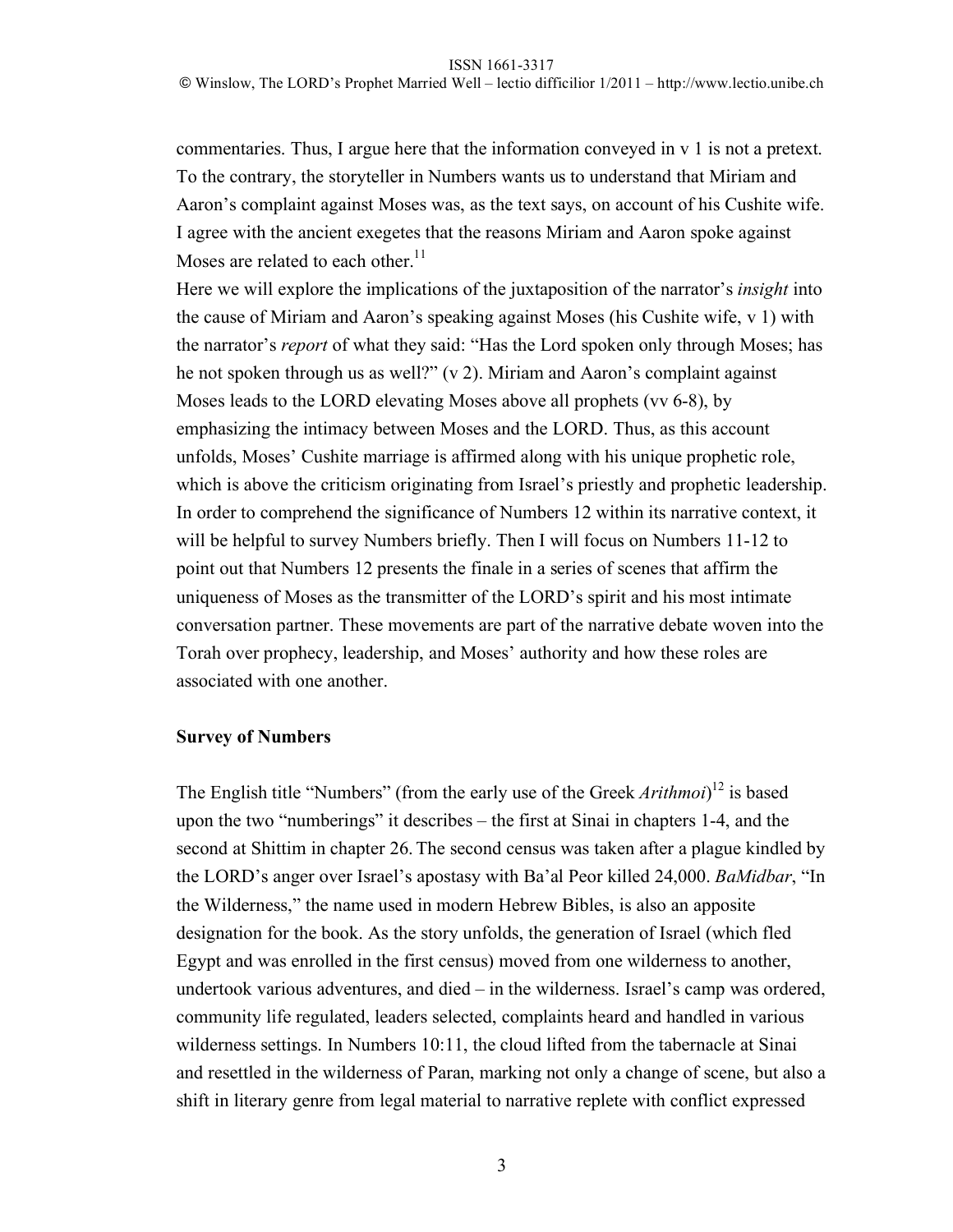commentaries. Thus, I argue here that the information conveyed in v 1 is not a pretext. To the contrary, the storyteller in Numbers wants us to understand that Miriam and Aaron's complaint against Moses was, as the text says, on account of his Cushite wife. I agree with the ancient exegetes that the reasons Miriam and Aaron spoke against Moses are related to each other.[11]

Here we will explore the implications of the juxtaposition of the narrator's *insight* into the cause of Miriam and Aaron's speaking against Moses (his Cushite wife, v 1) with the narrator's *report* of what they said: "Has the Lord spoken only through Moses; has he not spoken through us as well?" (v 2). Miriam and Aaron's complaint against Moses leads to the LORD elevating Moses above all prophets (vv 6-8), by emphasizing the intimacy between Moses and the LORD. Thus, as this account unfolds, Moses' Cushite marriage is affirmed along with his unique prophetic role, which is above the criticism originating from Israel's priestly and prophetic leadership. In order to comprehend the significance of Numbers 12 within its narrative context, it will be helpful to survey Numbers briefly. Then I will focus on Numbers 11-12 to point out that Numbers 12 presents the finale in a series of scenes that affirm the uniqueness of Moses as the transmitter of the LORD's spirit and his most intimate conversation partner. These movements are part of the narrative debate woven into the Torah over prophecy, leadership, and Moses' authority and how these roles are associated with one another.

**Survey of Numbers**

The English title "Numbers" (from the early use of the Greek *Arithmoi*)[12] is based upon the two "numberings" it describes – the first at Sinai in chapters 1-4, and the second at Shittim in chapter 26. The second census was taken after a plague kindled by the LORD's anger over Israel's apostasy with Ba'al Peor killed 24,000. *BaMidbar*, "In the Wilderness," the name used in modern Hebrew Bibles, is also an apposite designation for the book. As the story unfolds, the generation of Israel (which fled Egypt and was enrolled in the first census) moved from one wilderness to another, undertook various adventures, and died – in the wilderness. Israel's camp was ordered, community life regulated, leaders selected, complaints heard and handled in various wilderness settings. In Numbers 10:11, the cloud lifted from the tabernacle at Sinai and resettled in the wilderness of Paran, marking not only a change of scene, but also a shift in literary genre from legal material to narrative replete with conflict expressed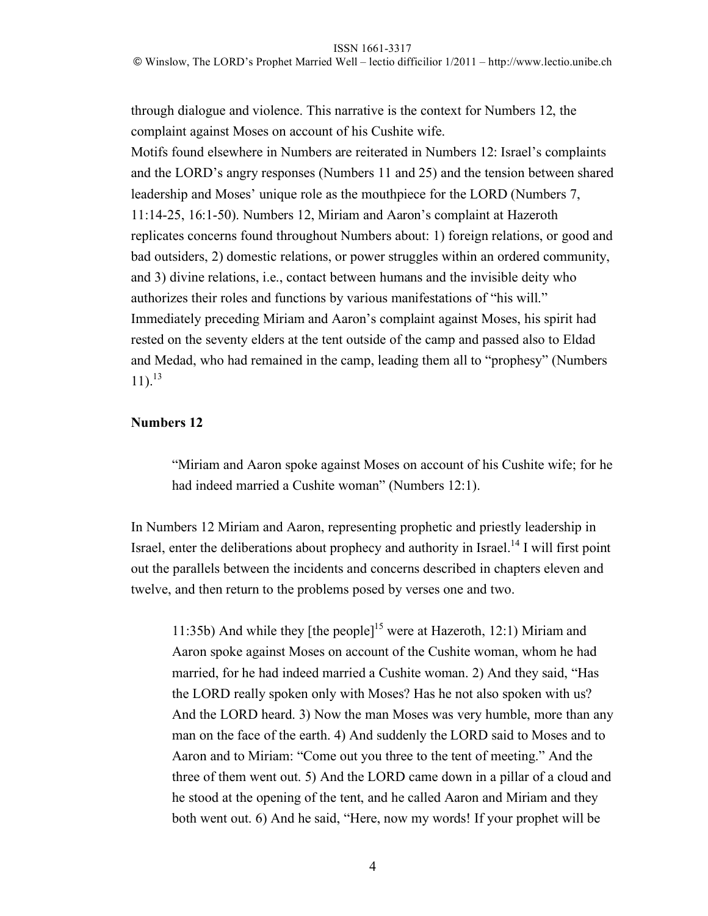through dialogue and violence. This narrative is the context for Numbers 12, the complaint against Moses on account of his Cushite wife.

Motifs found elsewhere in Numbers are reiterated in Numbers 12: Israel's complaints and the LORD's angry responses (Numbers 11 and 25) and the tension between shared leadership and Moses' unique role as the mouthpiece for the LORD (Numbers 7, 11:14-25, 16:1-50). Numbers 12, Miriam and Aaron's complaint at Hazeroth replicates concerns found throughout Numbers about: 1) foreign relations, or good and bad outsiders, 2) domestic relations, or power struggles within an ordered community, and 3) divine relations, i.e., contact between humans and the invisible deity who authorizes their roles and functions by various manifestations of "his will." Immediately preceding Miriam and Aaron's complaint against Moses, his spirit had rested on the seventy elders at the tent outside of the camp and passed also to Eldad and Medad, who had remained in the camp, leading them all to "prophesy" (Numbers 11).[13]

## Numbers 12

> "Miriam and Aaron spoke against Moses on account of his Cushite wife; for he had indeed married a Cushite woman" (Numbers 12:1).

In Numbers 12 Miriam and Aaron, representing prophetic and priestly leadership in Israel, enter the deliberations about prophecy and authority in Israel.[14] I will first point out the parallels between the incidents and concerns described in chapters eleven and twelve, and then return to the problems posed by verses one and two.

> 11:35b) And while they [the people][15] were at Hazeroth, 12:1) Miriam and Aaron spoke against Moses on account of the Cushite woman, whom he had married, for he had indeed married a Cushite woman. 2) And they said, "Has the LORD really spoken only with Moses? Has he not also spoken with us? And the LORD heard. 3) Now the man Moses was very humble, more than any man on the face of the earth. 4) And suddenly the LORD said to Moses and to Aaron and to Miriam: "Come out you three to the tent of meeting." And the three of them went out. 5) And the LORD came down in a pillar of a cloud and he stood at the opening of the tent, and he called Aaron and Miriam and they both went out. 6) And he said, "Here, now my words! If your prophet will be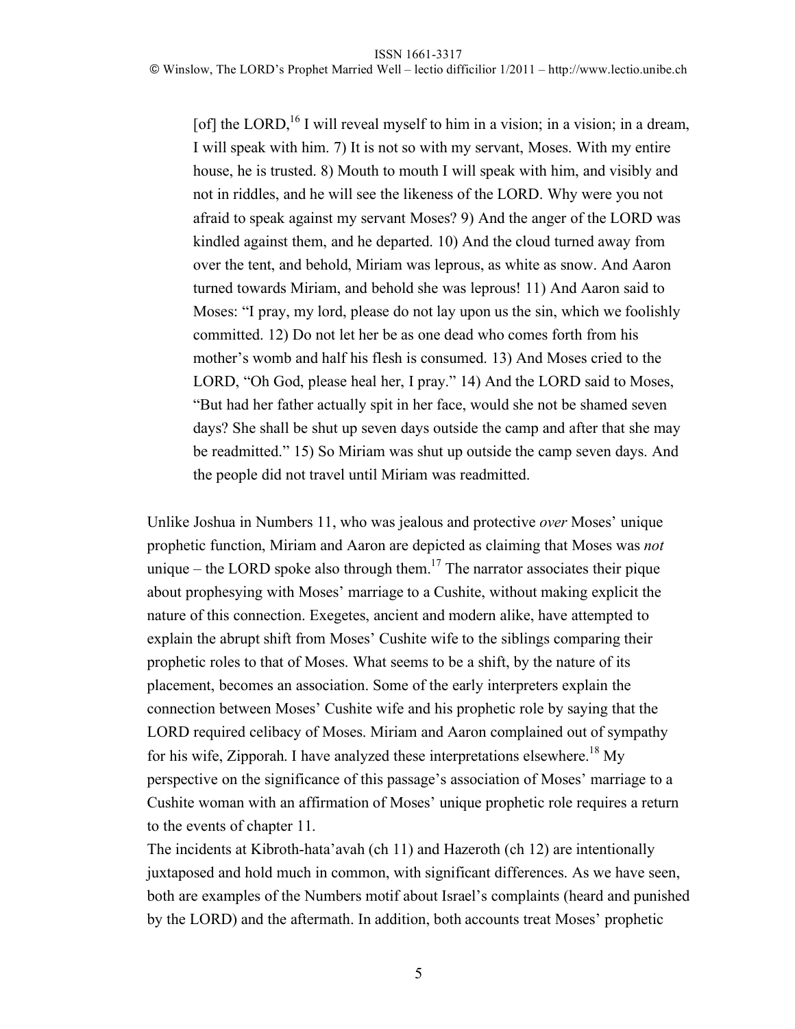> [of] the LORD,[16] I will reveal myself to him in a vision; in a vision; in a dream, I will speak with him. 7) It is not so with my servant, Moses. With my entire house, he is trusted. 8) Mouth to mouth I will speak with him, and visibly and not in riddles, and he will see the likeness of the LORD. Why were you not afraid to speak against my servant Moses? 9) And the anger of the LORD was kindled against them, and he departed. 10) And the cloud turned away from over the tent, and behold, Miriam was leprous, as white as snow. And Aaron turned towards Miriam, and behold she was leprous! 11) And Aaron said to Moses: "I pray, my lord, please do not lay upon us the sin, which we foolishly committed. 12) Do not let her be as one dead who comes forth from his mother's womb and half his flesh is consumed. 13) And Moses cried to the LORD, "Oh God, please heal her, I pray." 14) And the LORD said to Moses, "But had her father actually spit in her face, would she not be shamed seven days? She shall be shut up seven days outside the camp and after that she may be readmitted." 15) So Miriam was shut up outside the camp seven days. And the people did not travel until Miriam was readmitted.

Unlike Joshua in Numbers 11, who was jealous and protective *over* Moses' unique prophetic function, Miriam and Aaron are depicted as claiming that Moses was *not* unique – the LORD spoke also through them.[17] The narrator associates their pique about prophesying with Moses' marriage to a Cushite, without making explicit the nature of this connection. Exegetes, ancient and modern alike, have attempted to explain the abrupt shift from Moses' Cushite wife to the siblings comparing their prophetic roles to that of Moses. What seems to be a shift, by the nature of its placement, becomes an association. Some of the early interpreters explain the connection between Moses' Cushite wife and his prophetic role by saying that the LORD required celibacy of Moses. Miriam and Aaron complained out of sympathy for his wife, Zipporah. I have analyzed these interpretations elsewhere.[18] My perspective on the significance of this passage's association of Moses' marriage to a Cushite woman with an affirmation of Moses' unique prophetic role requires a return to the events of chapter 11.

The incidents at Kibroth-hata'avah (ch 11) and Hazeroth (ch 12) are intentionally juxtaposed and hold much in common, with significant differences. As we have seen, both are examples of the Numbers motif about Israel's complaints (heard and punished by the LORD) and the aftermath. In addition, both accounts treat Moses' prophetic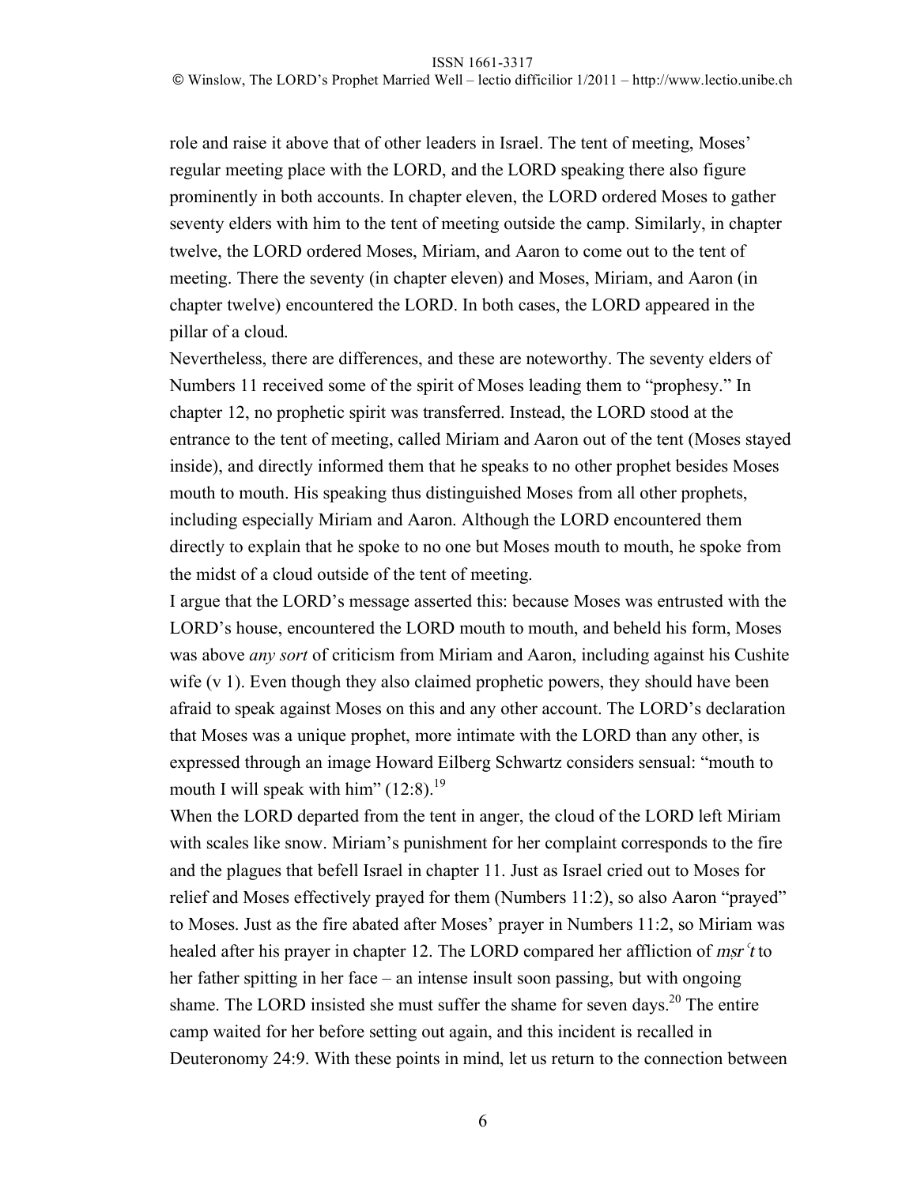role and raise it above that of other leaders in Israel. The tent of meeting, Moses' regular meeting place with the LORD, and the LORD speaking there also figure prominently in both accounts. In chapter eleven, the LORD ordered Moses to gather seventy elders with him to the tent of meeting outside the camp. Similarly, in chapter twelve, the LORD ordered Moses, Miriam, and Aaron to come out to the tent of meeting. There the seventy (in chapter eleven) and Moses, Miriam, and Aaron (in chapter twelve) encountered the LORD. In both cases, the LORD appeared in the pillar of a cloud.

Nevertheless, there are differences, and these are noteworthy. The seventy elders of Numbers 11 received some of the spirit of Moses leading them to "prophesy." In chapter 12, no prophetic spirit was transferred. Instead, the LORD stood at the entrance to the tent of meeting, called Miriam and Aaron out of the tent (Moses stayed inside), and directly informed them that he speaks to no other prophet besides Moses mouth to mouth. His speaking thus distinguished Moses from all other prophets, including especially Miriam and Aaron. Although the LORD encountered them directly to explain that he spoke to no one but Moses mouth to mouth, he spoke from the midst of a cloud outside of the tent of meeting.

I argue that the LORD's message asserted this: because Moses was entrusted with the LORD's house, encountered the LORD mouth to mouth, and beheld his form, Moses was above *any sort* of criticism from Miriam and Aaron, including against his Cushite wife (v 1). Even though they also claimed prophetic powers, they should have been afraid to speak against Moses on this and any other account. The LORD's declaration that Moses was a unique prophet, more intimate with the LORD than any other, is expressed through an image Howard Eilberg Schwartz considers sensual: "mouth to mouth I will speak with him" (12:8).[19]

When the LORD departed from the tent in anger, the cloud of the LORD left Miriam with scales like snow. Miriam's punishment for her complaint corresponds to the fire and the plagues that befell Israel in chapter 11. Just as Israel cried out to Moses for relief and Moses effectively prayed for them (Numbers 11:2), so also Aaron "prayed" to Moses. Just as the fire abated after Moses' prayer in Numbers 11:2, so Miriam was healed after his prayer in chapter 12. The LORD compared her affliction of *mṣrʿt* to her father spitting in her face – an intense insult soon passing, but with ongoing shame. The LORD insisted she must suffer the shame for seven days.[20] The entire camp waited for her before setting out again, and this incident is recalled in Deuteronomy 24:9. With these points in mind, let us return to the connection between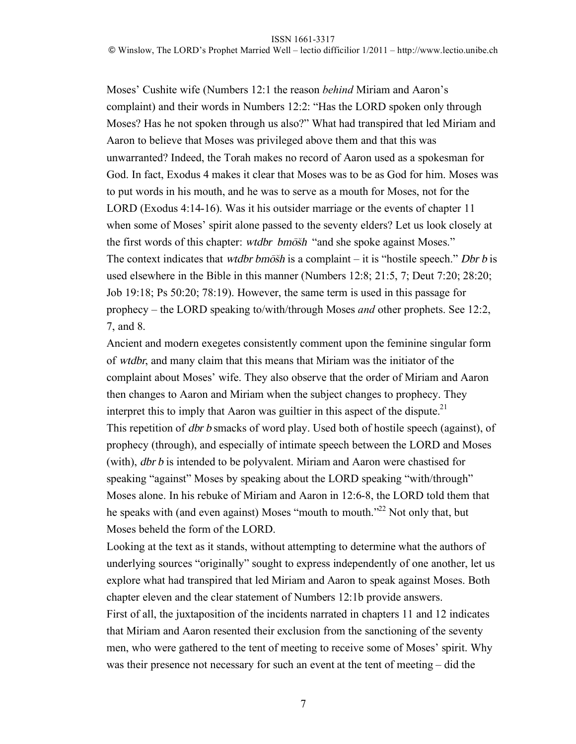Moses' Cushite wife (Numbers 12:1 the reason *behind* Miriam and Aaron's complaint) and their words in Numbers 12:2: "Has the LORD spoken only through Moses? Has he not spoken through us also?" What had transpired that led Miriam and Aaron to believe that Moses was privileged above them and that this was unwarranted? Indeed, the Torah makes no record of Aaron used as a spokesman for God. In fact, Exodus 4 makes it clear that Moses was to be as God for him. Moses was to put words in his mouth, and he was to serve as a mouth for Moses, not for the LORD (Exodus 4:14-16). Was it his outsider marriage or the events of chapter 11 when some of Moses' spirit alone passed to the seventy elders? Let us look closely at the first words of this chapter: *wtdbr bmōšh* "and she spoke against Moses."

The context indicates that *wtdbr bmōšh* is a complaint – it is "hostile speech." *Dbr b* is used elsewhere in the Bible in this manner (Numbers 12:8; 21:5, 7; Deut 7:20; 28:20; Job 19:18; Ps 50:20; 78:19). However, the same term is used in this passage for prophecy – the LORD speaking to/with/through Moses *and* other prophets. See 12:2, 7, and 8.

Ancient and modern exegetes consistently comment upon the feminine singular form of *wtdbr*, and many claim that this means that Miriam was the initiator of the complaint about Moses' wife. They also observe that the order of Miriam and Aaron then changes to Aaron and Miriam when the subject changes to prophecy. They interpret this to imply that Aaron was guiltier in this aspect of the dispute.[21]

This repetition of *dbr b* smacks of word play. Used both of hostile speech (against), of prophecy (through), and especially of intimate speech between the LORD and Moses (with), *dbr b* is intended to be polyvalent. Miriam and Aaron were chastised for speaking "against" Moses by speaking about the LORD speaking "with/through" Moses alone. In his rebuke of Miriam and Aaron in 12:6-8, the LORD told them that he speaks with (and even against) Moses "mouth to mouth."[22] Not only that, but Moses beheld the form of the LORD.

Looking at the text as it stands, without attempting to determine what the authors of underlying sources "originally" sought to express independently of one another, let us explore what had transpired that led Miriam and Aaron to speak against Moses. Both chapter eleven and the clear statement of Numbers 12:1b provide answers.

First of all, the juxtaposition of the incidents narrated in chapters 11 and 12 indicates that Miriam and Aaron resented their exclusion from the sanctioning of the seventy men, who were gathered to the tent of meeting to receive some of Moses' spirit. Why was their presence not necessary for such an event at the tent of meeting – did the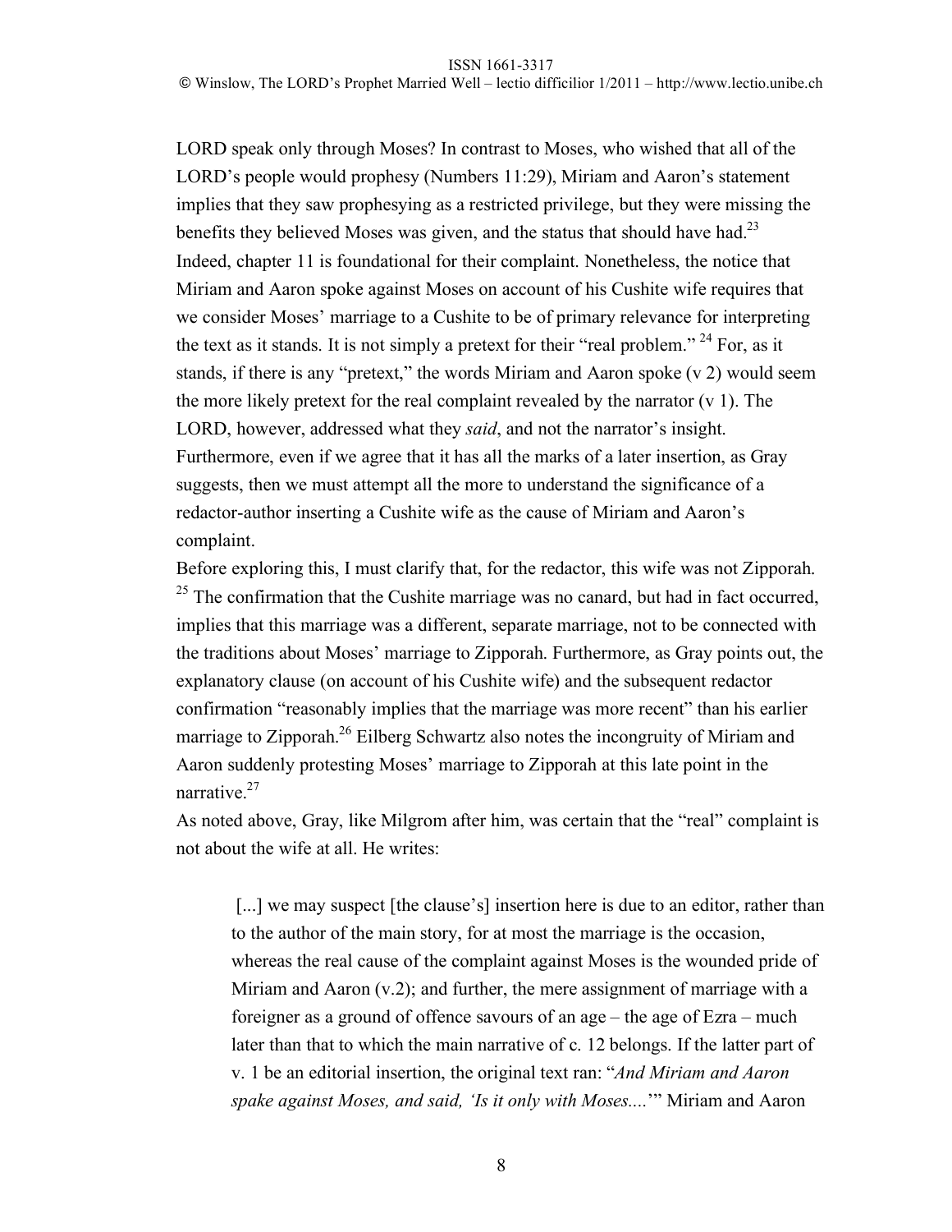LORD speak only through Moses? In contrast to Moses, who wished that all of the LORD's people would prophesy (Numbers 11:29), Miriam and Aaron's statement implies that they saw prophesying as a restricted privilege, but they were missing the benefits they believed Moses was given, and the status that should have had.[23] Indeed, chapter 11 is foundational for their complaint. Nonetheless, the notice that Miriam and Aaron spoke against Moses on account of his Cushite wife requires that we consider Moses' marriage to a Cushite to be of primary relevance for interpreting the text as it stands. It is not simply a pretext for their "real problem." [24] For, as it stands, if there is any "pretext," the words Miriam and Aaron spoke (v 2) would seem the more likely pretext for the real complaint revealed by the narrator (v 1). The LORD, however, addressed what they *said*, and not the narrator's insight. Furthermore, even if we agree that it has all the marks of a later insertion, as Gray suggests, then we must attempt all the more to understand the significance of a redactor-author inserting a Cushite wife as the cause of Miriam and Aaron's complaint.

Before exploring this, I must clarify that, for the redactor, this wife was not Zipporah. [25] The confirmation that the Cushite marriage was no canard, but had in fact occurred, implies that this marriage was a different, separate marriage, not to be connected with the traditions about Moses' marriage to Zipporah. Furthermore, as Gray points out, the explanatory clause (on account of his Cushite wife) and the subsequent redactor confirmation "reasonably implies that the marriage was more recent" than his earlier marriage to Zipporah.[26] Eilberg Schwartz also notes the incongruity of Miriam and Aaron suddenly protesting Moses' marriage to Zipporah at this late point in the narrative.[27]

As noted above, Gray, like Milgrom after him, was certain that the "real" complaint is not about the wife at all. He writes:

> [...] we may suspect [the clause's] insertion here is due to an editor, rather than to the author of the main story, for at most the marriage is the occasion, whereas the real cause of the complaint against Moses is the wounded pride of Miriam and Aaron (v.2); and further, the mere assignment of marriage with a foreigner as a ground of offence savours of an age – the age of Ezra – much later than that to which the main narrative of c. 12 belongs. If the latter part of v. 1 be an editorial insertion, the original text ran: "*And Miriam and Aaron spake against Moses, and said, 'Is it only with Moses....*'" Miriam and Aaron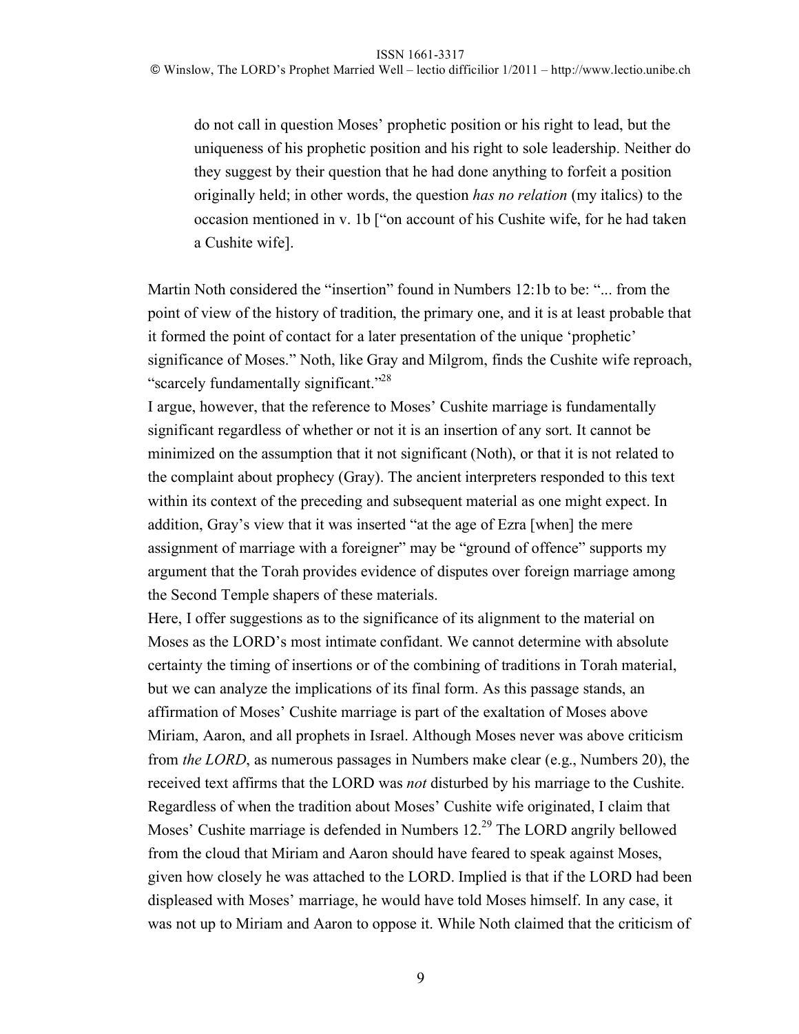> do not call in question Moses' prophetic position or his right to lead, but the uniqueness of his prophetic position and his right to sole leadership. Neither do they suggest by their question that he had done anything to forfeit a position originally held; in other words, the question *has no relation* (my italics) to the occasion mentioned in v. 1b ["on account of his Cushite wife, for he had taken a Cushite wife].

Martin Noth considered the "insertion" found in Numbers 12:1b to be: "... from the point of view of the history of tradition, the primary one, and it is at least probable that it formed the point of contact for a later presentation of the unique 'prophetic' significance of Moses." Noth, like Gray and Milgrom, finds the Cushite wife reproach, "scarcely fundamentally significant."[28]

I argue, however, that the reference to Moses' Cushite marriage is fundamentally significant regardless of whether or not it is an insertion of any sort. It cannot be minimized on the assumption that it not significant (Noth), or that it is not related to the complaint about prophecy (Gray). The ancient interpreters responded to this text within its context of the preceding and subsequent material as one might expect. In addition, Gray's view that it was inserted "at the age of Ezra [when] the mere assignment of marriage with a foreigner" may be "ground of offence" supports my argument that the Torah provides evidence of disputes over foreign marriage among the Second Temple shapers of these materials.

Here, I offer suggestions as to the significance of its alignment to the material on Moses as the LORD's most intimate confidant. We cannot determine with absolute certainty the timing of insertions or of the combining of traditions in Torah material, but we can analyze the implications of its final form. As this passage stands, an affirmation of Moses' Cushite marriage is part of the exaltation of Moses above Miriam, Aaron, and all prophets in Israel. Although Moses never was above criticism from *the LORD*, as numerous passages in Numbers make clear (e.g., Numbers 20), the received text affirms that the LORD was *not* disturbed by his marriage to the Cushite. Regardless of when the tradition about Moses' Cushite wife originated, I claim that Moses' Cushite marriage is defended in Numbers 12.[29] The LORD angrily bellowed from the cloud that Miriam and Aaron should have feared to speak against Moses, given how closely he was attached to the LORD. Implied is that if the LORD had been displeased with Moses' marriage, he would have told Moses himself. In any case, it was not up to Miriam and Aaron to oppose it. While Noth claimed that the criticism of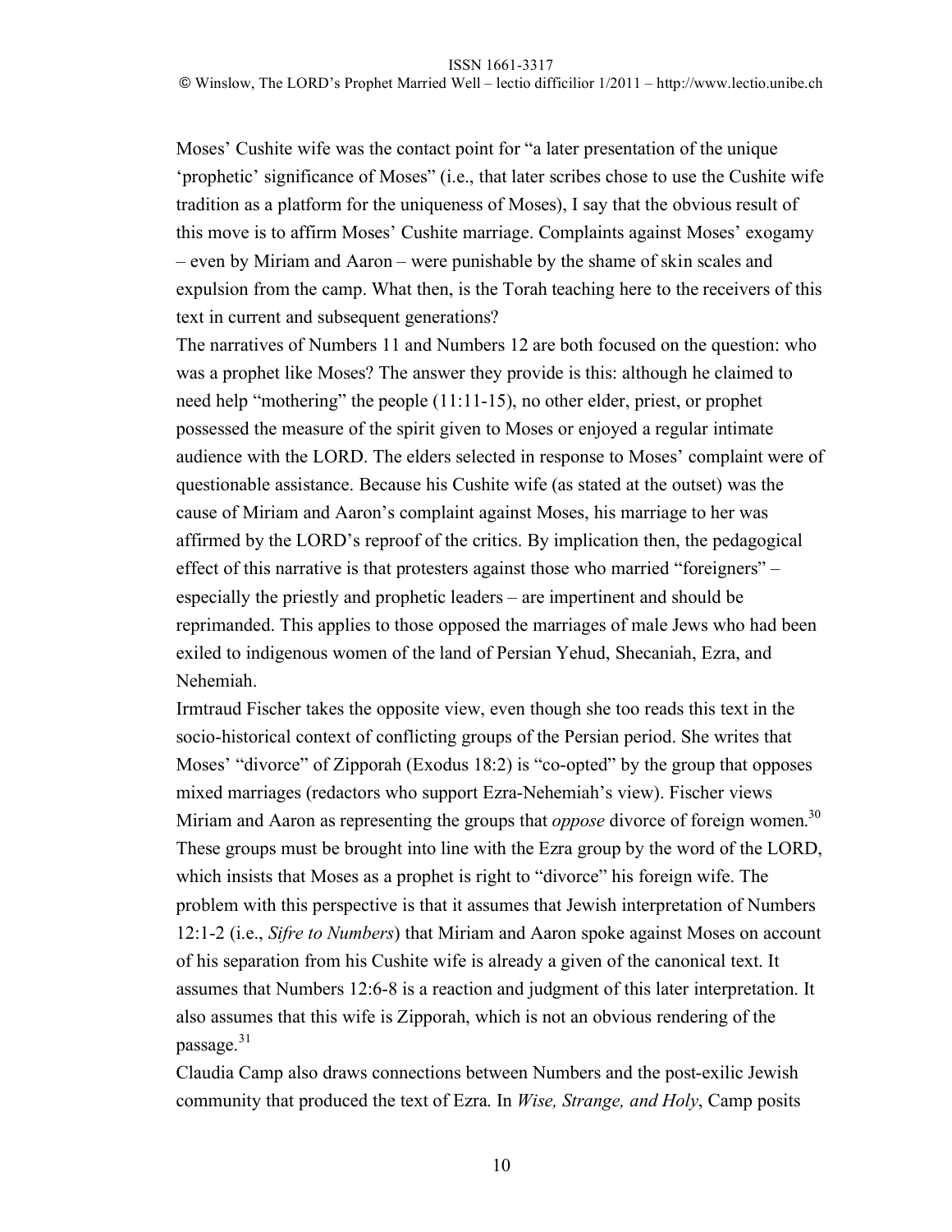Moses' Cushite wife was the contact point for "a later presentation of the unique 'prophetic' significance of Moses" (i.e., that later scribes chose to use the Cushite wife tradition as a platform for the uniqueness of Moses), I say that the obvious result of this move is to affirm Moses' Cushite marriage. Complaints against Moses' exogamy – even by Miriam and Aaron – were punishable by the shame of skin scales and expulsion from the camp. What then, is the Torah teaching here to the receivers of this text in current and subsequent generations?

The narratives of Numbers 11 and Numbers 12 are both focused on the question: who was a prophet like Moses? The answer they provide is this: although he claimed to need help "mothering" the people (11:11-15), no other elder, priest, or prophet possessed the measure of the spirit given to Moses or enjoyed a regular intimate audience with the LORD. The elders selected in response to Moses' complaint were of questionable assistance. Because his Cushite wife (as stated at the outset) was the cause of Miriam and Aaron's complaint against Moses, his marriage to her was affirmed by the LORD's reproof of the critics. By implication then, the pedagogical effect of this narrative is that protesters against those who married "foreigners" – especially the priestly and prophetic leaders – are impertinent and should be reprimanded. This applies to those opposed the marriages of male Jews who had been exiled to indigenous women of the land of Persian Yehud, Shecaniah, Ezra, and Nehemiah.

Irmtraud Fischer takes the opposite view, even though she too reads this text in the socio-historical context of conflicting groups of the Persian period. She writes that Moses' "divorce" of Zipporah (Exodus 18:2) is "co-opted" by the group that opposes mixed marriages (redactors who support Ezra-Nehemiah's view). Fischer views Miriam and Aaron as representing the groups that *oppose* divorce of foreign women.[30] These groups must be brought into line with the Ezra group by the word of the LORD, which insists that Moses as a prophet is right to "divorce" his foreign wife. The problem with this perspective is that it assumes that Jewish interpretation of Numbers 12:1-2 (i.e., *Sifre to Numbers*) that Miriam and Aaron spoke against Moses on account of his separation from his Cushite wife is already a given of the canonical text. It assumes that Numbers 12:6-8 is a reaction and judgment of this later interpretation. It also assumes that this wife is Zipporah, which is not an obvious rendering of the passage.[31]

Claudia Camp also draws connections between Numbers and the post-exilic Jewish community that produced the text of Ezra. In *Wise, Strange, and Holy*, Camp posits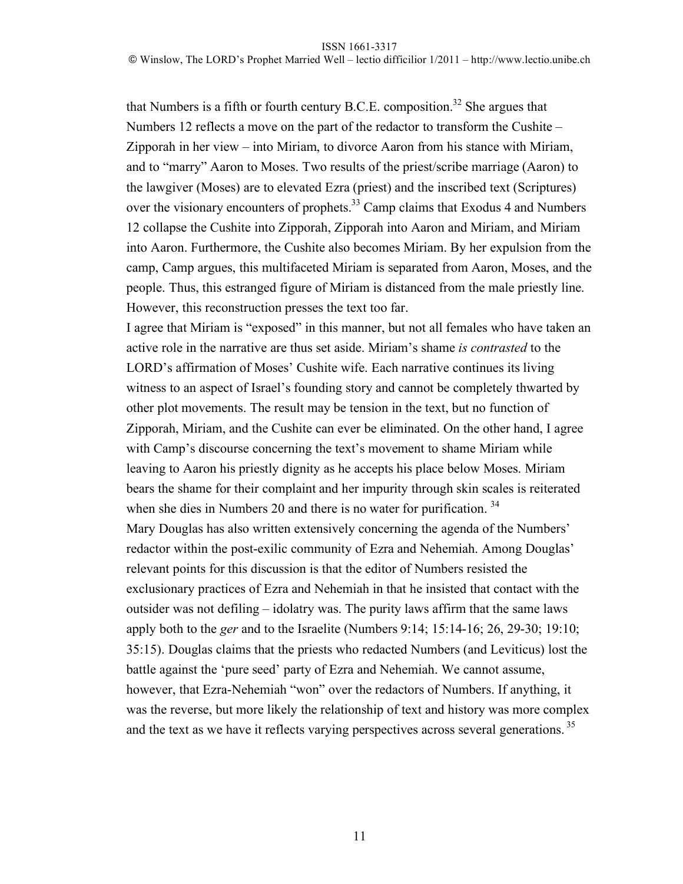that Numbers is a fifth or fourth century B.C.E. composition.[32] She argues that Numbers 12 reflects a move on the part of the redactor to transform the Cushite – Zipporah in her view – into Miriam, to divorce Aaron from his stance with Miriam, and to "marry" Aaron to Moses. Two results of the priest/scribe marriage (Aaron) to the lawgiver (Moses) are to elevated Ezra (priest) and the inscribed text (Scriptures) over the visionary encounters of prophets.[33] Camp claims that Exodus 4 and Numbers 12 collapse the Cushite into Zipporah, Zipporah into Aaron and Miriam, and Miriam into Aaron. Furthermore, the Cushite also becomes Miriam. By her expulsion from the camp, Camp argues, this multifaceted Miriam is separated from Aaron, Moses, and the people. Thus, this estranged figure of Miriam is distanced from the male priestly line. However, this reconstruction presses the text too far.

I agree that Miriam is "exposed" in this manner, but not all females who have taken an active role in the narrative are thus set aside. Miriam's shame *is contrasted* to the LORD's affirmation of Moses' Cushite wife. Each narrative continues its living witness to an aspect of Israel's founding story and cannot be completely thwarted by other plot movements. The result may be tension in the text, but no function of Zipporah, Miriam, and the Cushite can ever be eliminated. On the other hand, I agree with Camp's discourse concerning the text's movement to shame Miriam while leaving to Aaron his priestly dignity as he accepts his place below Moses. Miriam bears the shame for their complaint and her impurity through skin scales is reiterated when she dies in Numbers 20 and there is no water for purification. [34]

Mary Douglas has also written extensively concerning the agenda of the Numbers' redactor within the post-exilic community of Ezra and Nehemiah. Among Douglas' relevant points for this discussion is that the editor of Numbers resisted the exclusionary practices of Ezra and Nehemiah in that he insisted that contact with the outsider was not defiling – idolatry was. The purity laws affirm that the same laws apply both to the *ger* and to the Israelite (Numbers 9:14; 15:14-16; 26, 29-30; 19:10; 35:15). Douglas claims that the priests who redacted Numbers (and Leviticus) lost the battle against the 'pure seed' party of Ezra and Nehemiah. We cannot assume, however, that Ezra-Nehemiah "won" over the redactors of Numbers. If anything, it was the reverse, but more likely the relationship of text and history was more complex and the text as we have it reflects varying perspectives across several generations. [35]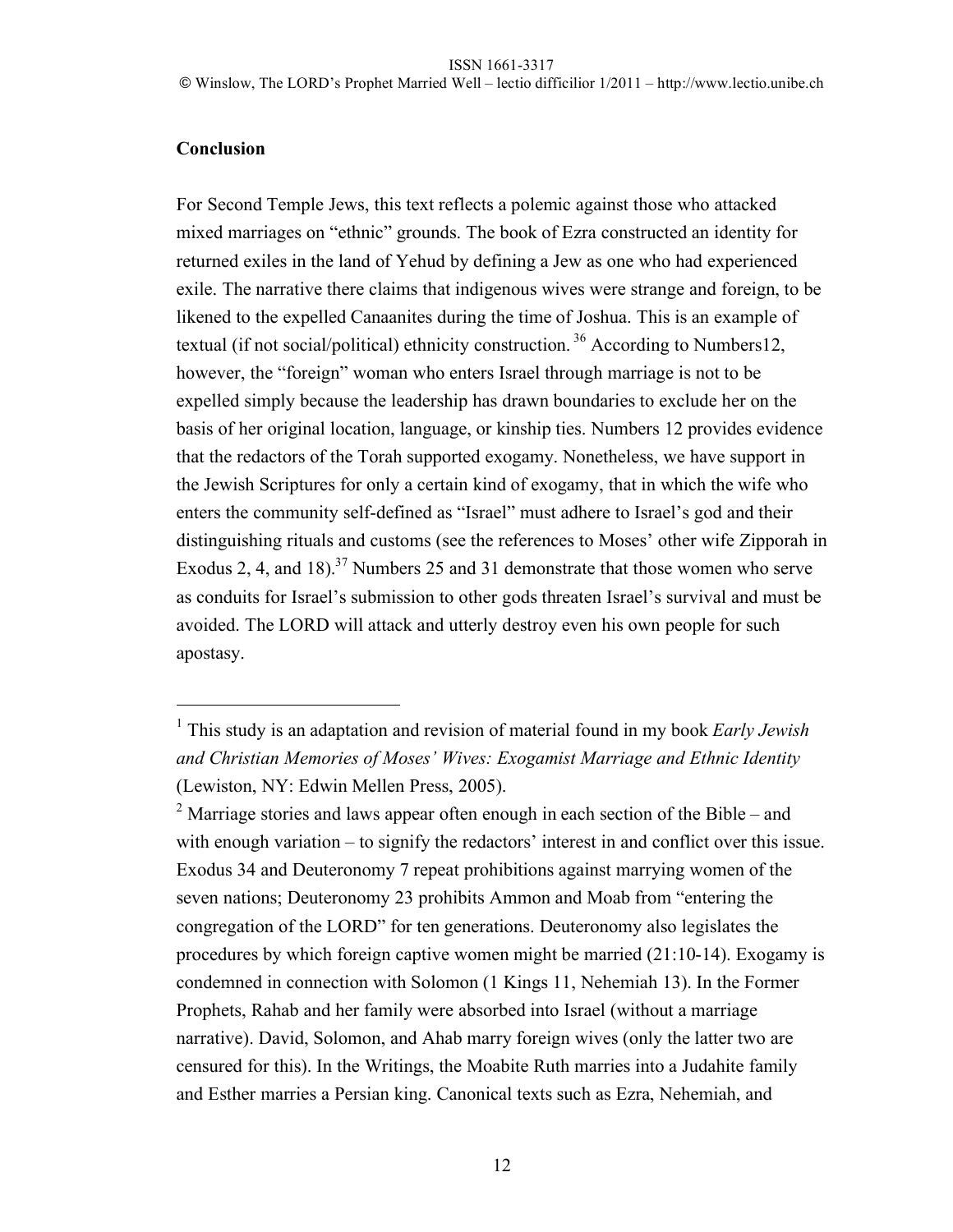## Conclusion

For Second Temple Jews, this text reflects a polemic against those who attacked mixed marriages on "ethnic" grounds. The book of Ezra constructed an identity for returned exiles in the land of Yehud by defining a Jew as one who had experienced exile. The narrative there claims that indigenous wives were strange and foreign, to be likened to the expelled Canaanites during the time of Joshua. This is an example of textual (if not social/political) ethnicity construction.[36] According to Numbers12, however, the "foreign" woman who enters Israel through marriage is not to be expelled simply because the leadership has drawn boundaries to exclude her on the basis of her original location, language, or kinship ties. Numbers 12 provides evidence that the redactors of the Torah supported exogamy. Nonetheless, we have support in the Jewish Scriptures for only a certain kind of exogamy, that in which the wife who enters the community self-defined as "Israel" must adhere to Israel's god and their distinguishing rituals and customs (see the references to Moses' other wife Zipporah in Exodus 2, 4, and 18).[37] Numbers 25 and 31 demonstrate that those women who serve as conduits for Israel's submission to other gods threaten Israel's survival and must be avoided. The LORD will attack and utterly destroy even his own people for such apostasy.

---

[1] This study is an adaptation and revision of material found in my book *Early Jewish and Christian Memories of Moses' Wives: Exogamist Marriage and Ethnic Identity* (Lewiston, NY: Edwin Mellen Press, 2005).

[2] Marriage stories and laws appear often enough in each section of the Bible – and with enough variation – to signify the redactors' interest in and conflict over this issue. Exodus 34 and Deuteronomy 7 repeat prohibitions against marrying women of the seven nations; Deuteronomy 23 prohibits Ammon and Moab from "entering the congregation of the LORD" for ten generations. Deuteronomy also legislates the procedures by which foreign captive women might be married (21:10-14). Exogamy is condemned in connection with Solomon (1 Kings 11, Nehemiah 13). In the Former Prophets, Rahab and her family were absorbed into Israel (without a marriage narrative). David, Solomon, and Ahab marry foreign wives (only the latter two are censured for this). In the Writings, the Moabite Ruth marries into a Judahite family and Esther marries a Persian king. Canonical texts such as Ezra, Nehemiah, and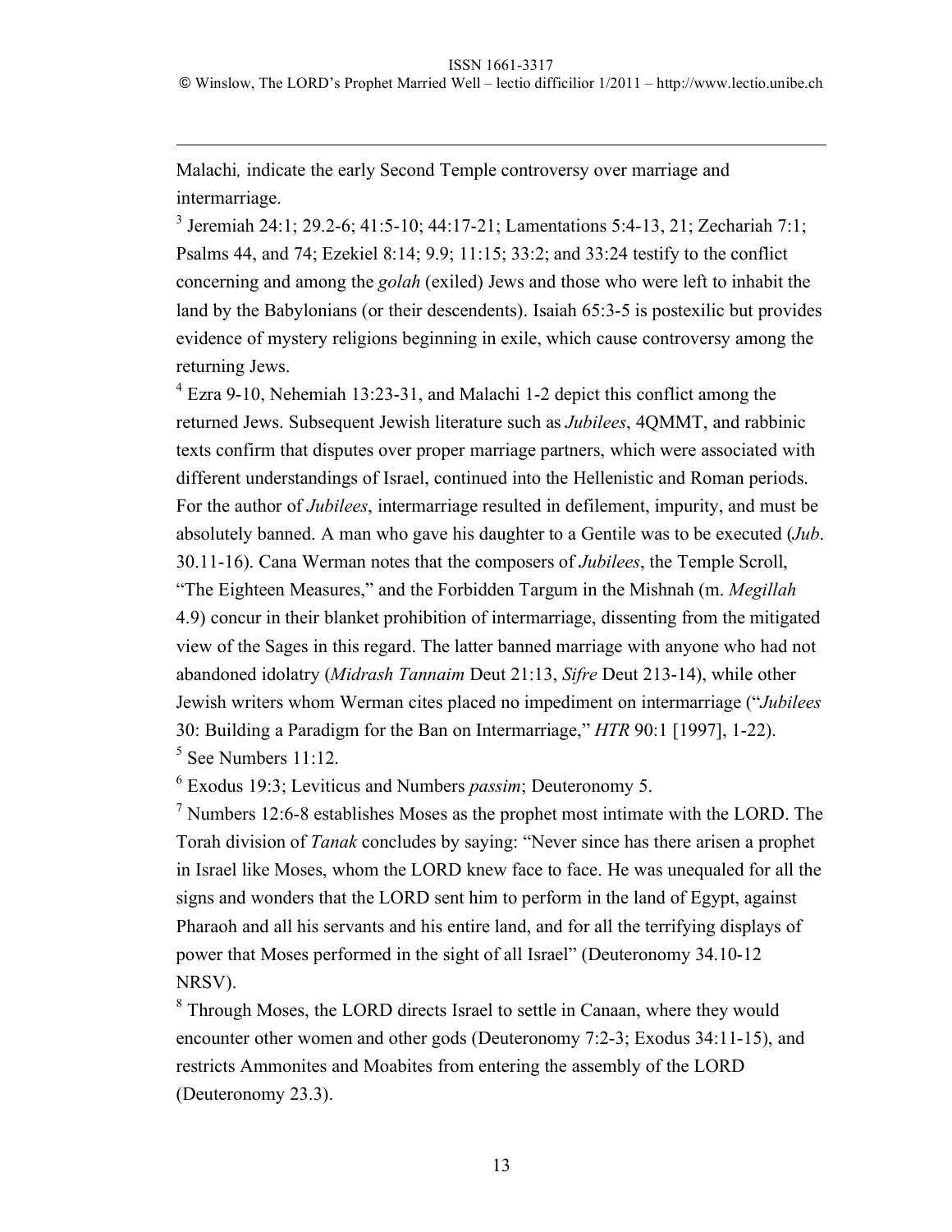Malachi*,* indicate the early Second Temple controversy over marriage and intermarriage.

[3] Jeremiah 24:1; 29.2-6; 41:5-10; 44:17-21; Lamentations 5:4-13, 21; Zechariah 7:1; Psalms 44, and 74; Ezekiel 8:14; 9.9; 11:15; 33:2; and 33:24 testify to the conflict concerning and among the *golah* (exiled) Jews and those who were left to inhabit the land by the Babylonians (or their descendents). Isaiah 65:3-5 is postexilic but provides evidence of mystery religions beginning in exile, which cause controversy among the returning Jews.

[4] Ezra 9-10, Nehemiah 13:23-31, and Malachi 1-2 depict this conflict among the returned Jews. Subsequent Jewish literature such as *Jubilees*, 4QMMT, and rabbinic texts confirm that disputes over proper marriage partners, which were associated with different understandings of Israel, continued into the Hellenistic and Roman periods. For the author of *Jubilees*, intermarriage resulted in defilement, impurity, and must be absolutely banned. A man who gave his daughter to a Gentile was to be executed (*Jub*. 30.11-16). Cana Werman notes that the composers of *Jubilees*, the Temple Scroll, "The Eighteen Measures," and the Forbidden Targum in the Mishnah (m. *Megillah* 4.9) concur in their blanket prohibition of intermarriage, dissenting from the mitigated view of the Sages in this regard. The latter banned marriage with anyone who had not abandoned idolatry (*Midrash Tannaim* Deut 21:13, *Sifre* Deut 213-14), while other Jewish writers whom Werman cites placed no impediment on intermarriage ("*Jubilees* 30: Building a Paradigm for the Ban on Intermarriage," *HTR* 90:1 [1997], 1-22).

[5] See Numbers 11:12.

[6] Exodus 19:3; Leviticus and Numbers *passim*; Deuteronomy 5.

[7] Numbers 12:6-8 establishes Moses as the prophet most intimate with the LORD. The Torah division of *Tanak* concludes by saying: "Never since has there arisen a prophet in Israel like Moses, whom the LORD knew face to face. He was unequaled for all the signs and wonders that the LORD sent him to perform in the land of Egypt, against Pharaoh and all his servants and his entire land, and for all the terrifying displays of power that Moses performed in the sight of all Israel" (Deuteronomy 34.10-12 NRSV).

[8] Through Moses, the LORD directs Israel to settle in Canaan, where they would encounter other women and other gods (Deuteronomy 7:2-3; Exodus 34:11-15), and restricts Ammonites and Moabites from entering the assembly of the LORD (Deuteronomy 23.3).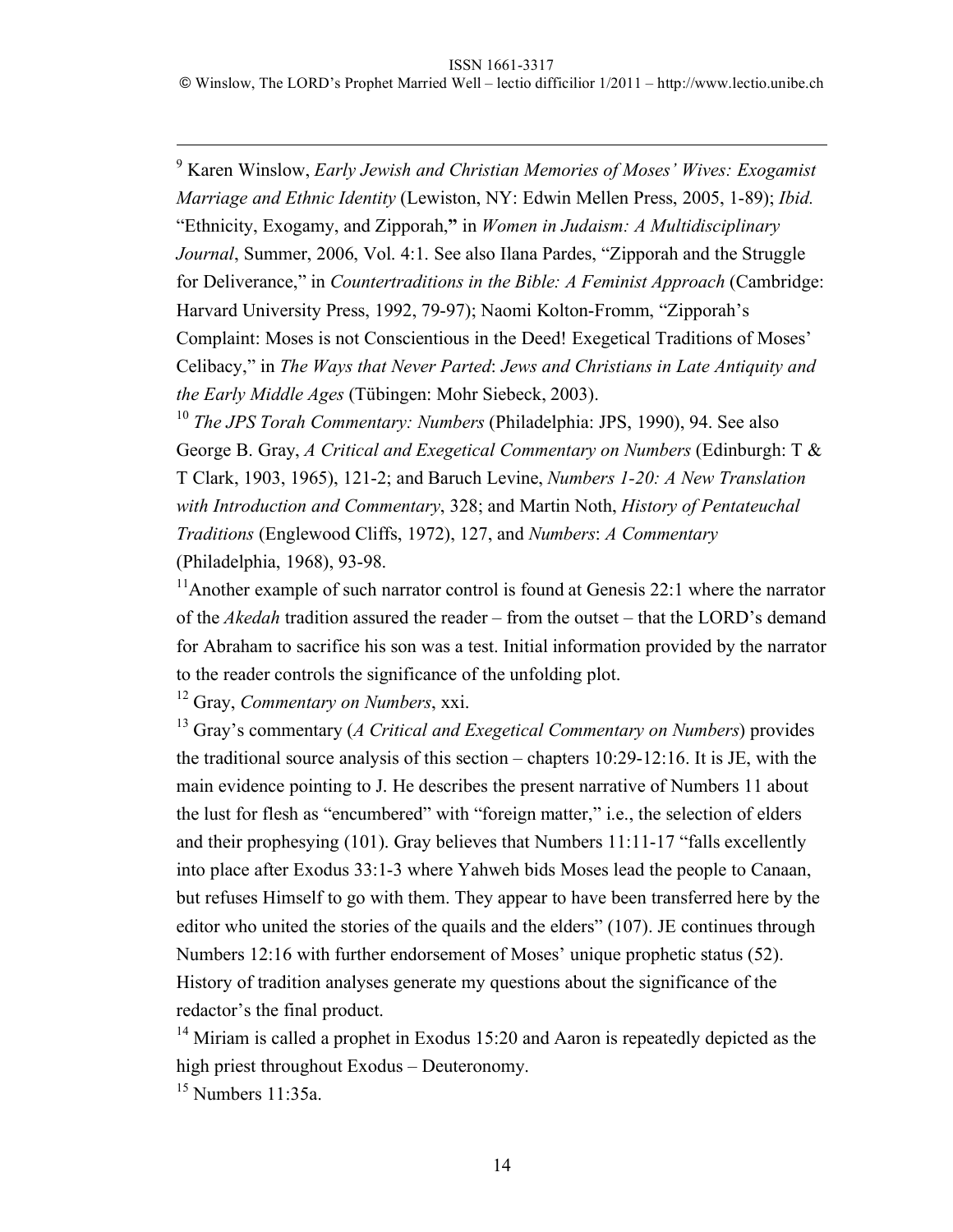[9] Karen Winslow, *Early Jewish and Christian Memories of Moses' Wives: Exogamist Marriage and Ethnic Identity* (Lewiston, NY: Edwin Mellen Press, 2005, 1-89); *Ibid.* "Ethnicity, Exogamy, and Zipporah," in *Women in Judaism: A Multidisciplinary Journal*, Summer, 2006, Vol. 4:1. See also Ilana Pardes, "Zipporah and the Struggle for Deliverance," in *Countertraditions in the Bible: A Feminist Approach* (Cambridge: Harvard University Press, 1992, 79-97); Naomi Kolton-Fromm, "Zipporah's Complaint: Moses is not Conscientious in the Deed! Exegetical Traditions of Moses' Celibacy," in *The Ways that Never Parted*: *Jews and Christians in Late Antiquity and the Early Middle Ages* (Tübingen: Mohr Siebeck, 2003).

[10] *The JPS Torah Commentary: Numbers* (Philadelphia: JPS, 1990), 94. See also George B. Gray, *A Critical and Exegetical Commentary on Numbers* (Edinburgh: T & T Clark, 1903, 1965), 121-2; and Baruch Levine, *Numbers 1-20: A New Translation with Introduction and Commentary*, 328; and Martin Noth, *History of Pentateuchal Traditions* (Englewood Cliffs, 1972), 127, and *Numbers*: *A Commentary* (Philadelphia, 1968), 93-98.

[11] Another example of such narrator control is found at Genesis 22:1 where the narrator of the *Akedah* tradition assured the reader – from the outset – that the LORD's demand for Abraham to sacrifice his son was a test. Initial information provided by the narrator to the reader controls the significance of the unfolding plot.

[12] Gray, *Commentary on Numbers*, xxi.

[13] Gray's commentary (*A Critical and Exegetical Commentary on Numbers*) provides the traditional source analysis of this section – chapters 10:29-12:16. It is JE, with the main evidence pointing to J. He describes the present narrative of Numbers 11 about the lust for flesh as "encumbered" with "foreign matter," i.e., the selection of elders and their prophesying (101). Gray believes that Numbers 11:11-17 "falls excellently into place after Exodus 33:1-3 where Yahweh bids Moses lead the people to Canaan, but refuses Himself to go with them. They appear to have been transferred here by the editor who united the stories of the quails and the elders" (107). JE continues through Numbers 12:16 with further endorsement of Moses' unique prophetic status (52). History of tradition analyses generate my questions about the significance of the redactor's the final product.

[14] Miriam is called a prophet in Exodus 15:20 and Aaron is repeatedly depicted as the high priest throughout Exodus – Deuteronomy.

[15] Numbers 11:35a.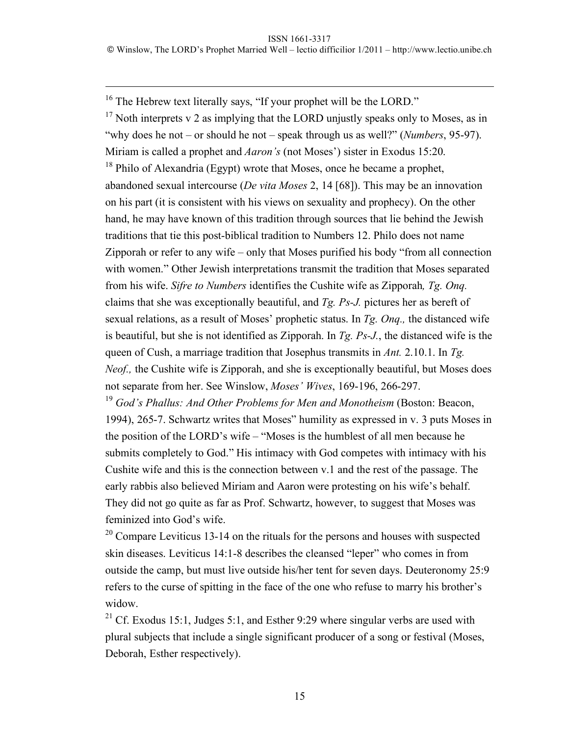[16] The Hebrew text literally says, "If your prophet will be the LORD."

[17] Noth interprets v 2 as implying that the LORD unjustly speaks only to Moses, as in "why does he not – or should he not – speak through us as well?" (*Numbers*, 95-97). Miriam is called a prophet and *Aaron's* (not Moses') sister in Exodus 15:20.

[18] Philo of Alexandria (Egypt) wrote that Moses, once he became a prophet, abandoned sexual intercourse (*De vita Moses* 2, 14 [68]). This may be an innovation on his part (it is consistent with his views on sexuality and prophecy). On the other hand, he may have known of this tradition through sources that lie behind the Jewish traditions that tie this post-biblical tradition to Numbers 12. Philo does not name Zipporah or refer to any wife – only that Moses purified his body "from all connection with women." Other Jewish interpretations transmit the tradition that Moses separated from his wife. *Sifre to Numbers* identifies the Cushite wife as Zipporah*, Tg. Onq.* claims that she was exceptionally beautiful, and *Tg. Ps-J.* pictures her as bereft of sexual relations, as a result of Moses' prophetic status. In *Tg. Onq.,* the distanced wife is beautiful, but she is not identified as Zipporah. In *Tg. Ps-J.*, the distanced wife is the queen of Cush, a marriage tradition that Josephus transmits in *Ant.* 2.10.1. In *Tg. Neof.,* the Cushite wife is Zipporah, and she is exceptionally beautiful, but Moses does not separate from her. See Winslow, *Moses' Wives*, 169-196, 266-297.

[19] *God's Phallus: And Other Problems for Men and Monotheism* (Boston: Beacon, 1994), 265-7. Schwartz writes that Moses" humility as expressed in v. 3 puts Moses in the position of the LORD's wife – "Moses is the humblest of all men because he submits completely to God." His intimacy with God competes with intimacy with his Cushite wife and this is the connection between v.1 and the rest of the passage. The early rabbis also believed Miriam and Aaron were protesting on his wife's behalf. They did not go quite as far as Prof. Schwartz, however, to suggest that Moses was feminized into God's wife.

[20] Compare Leviticus 13-14 on the rituals for the persons and houses with suspected skin diseases. Leviticus 14:1-8 describes the cleansed "leper" who comes in from outside the camp, but must live outside his/her tent for seven days. Deuteronomy 25:9 refers to the curse of spitting in the face of the one who refuse to marry his brother's widow.

[21] Cf. Exodus 15:1, Judges 5:1, and Esther 9:29 where singular verbs are used with plural subjects that include a single significant producer of a song or festival (Moses, Deborah, Esther respectively).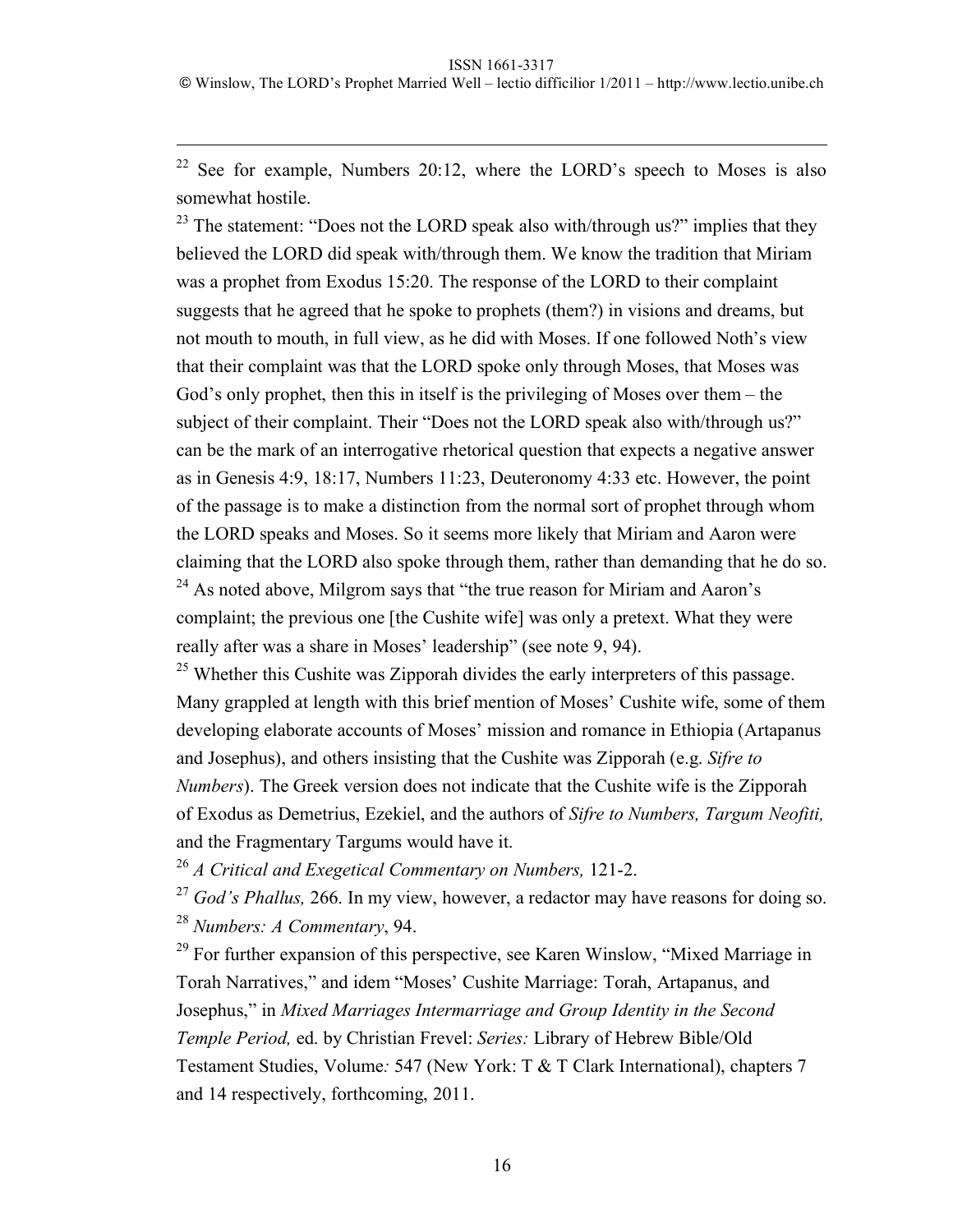[22] See for example, Numbers 20:12, where the LORD's speech to Moses is also somewhat hostile.

[23] The statement: "Does not the LORD speak also with/through us?" implies that they believed the LORD did speak with/through them. We know the tradition that Miriam was a prophet from Exodus 15:20. The response of the LORD to their complaint suggests that he agreed that he spoke to prophets (them?) in visions and dreams, but not mouth to mouth, in full view, as he did with Moses. If one followed Noth's view that their complaint was that the LORD spoke only through Moses, that Moses was God's only prophet, then this in itself is the privileging of Moses over them – the subject of their complaint. Their "Does not the LORD speak also with/through us?" can be the mark of an interrogative rhetorical question that expects a negative answer as in Genesis 4:9, 18:17, Numbers 11:23, Deuteronomy 4:33 etc. However, the point of the passage is to make a distinction from the normal sort of prophet through whom the LORD speaks and Moses. So it seems more likely that Miriam and Aaron were claiming that the LORD also spoke through them, rather than demanding that he do so.

[24] As noted above, Milgrom says that "the true reason for Miriam and Aaron's complaint; the previous one [the Cushite wife] was only a pretext. What they were really after was a share in Moses' leadership" (see note 9, 94).

[25] Whether this Cushite was Zipporah divides the early interpreters of this passage. Many grappled at length with this brief mention of Moses' Cushite wife, some of them developing elaborate accounts of Moses' mission and romance in Ethiopia (Artapanus and Josephus), and others insisting that the Cushite was Zipporah (e.g. *Sifre to Numbers*). The Greek version does not indicate that the Cushite wife is the Zipporah of Exodus as Demetrius, Ezekiel, and the authors of *Sifre to Numbers, Targum Neofiti,* and the Fragmentary Targums would have it.

[26] *A Critical and Exegetical Commentary on Numbers,* 121-2.

[27] *God's Phallus,* 266. In my view, however, a redactor may have reasons for doing so.

[28] *Numbers: A Commentary*, 94.

[29] For further expansion of this perspective, see Karen Winslow, "Mixed Marriage in Torah Narratives," and idem "Moses' Cushite Marriage: Torah, Artapanus, and Josephus," in *Mixed Marriages Intermarriage and Group Identity in the Second Temple Period,* ed. by Christian Frevel: *Series:* Library of Hebrew Bible/Old Testament Studies, Volume*:* 547 (New York: T & T Clark International), chapters 7 and 14 respectively, forthcoming, 2011.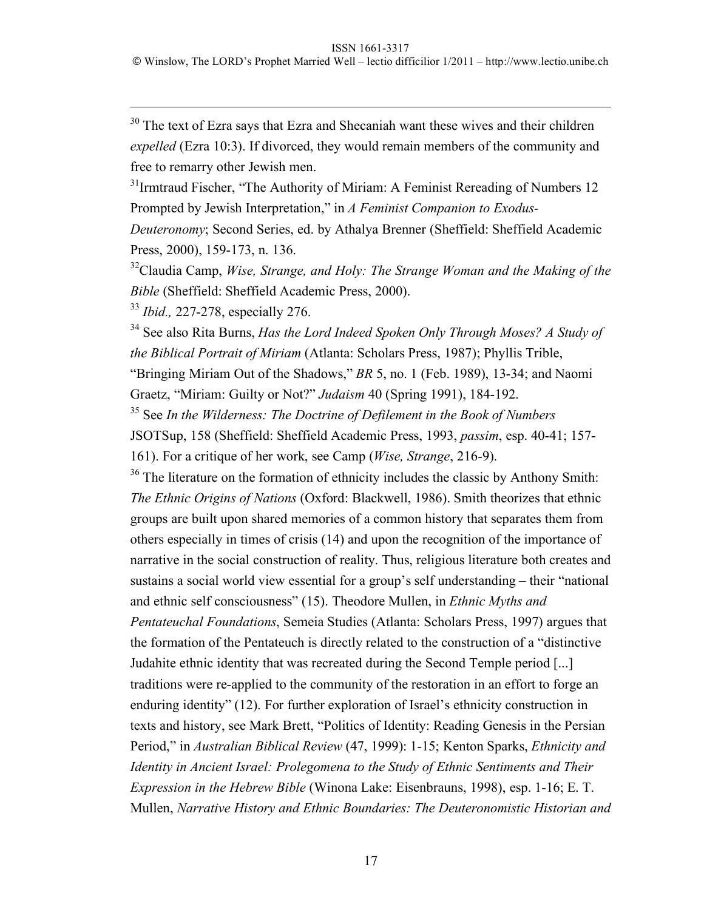[30] The text of Ezra says that Ezra and Shecaniah want these wives and their children *expelled* (Ezra 10:3). If divorced, they would remain members of the community and free to remarry other Jewish men.

[31] Irmtraud Fischer, "The Authority of Miriam: A Feminist Rereading of Numbers 12 Prompted by Jewish Interpretation," in *A Feminist Companion to Exodus-Deuteronomy*; Second Series, ed. by Athalya Brenner (Sheffield: Sheffield Academic Press, 2000), 159-173, n. 136.

[32] Claudia Camp, *Wise, Strange, and Holy: The Strange Woman and the Making of the Bible* (Sheffield: Sheffield Academic Press, 2000).

[33] *Ibid.,* 227-278, especially 276.

[34] See also Rita Burns, *Has the Lord Indeed Spoken Only Through Moses? A Study of the Biblical Portrait of Miriam* (Atlanta: Scholars Press, 1987); Phyllis Trible, "Bringing Miriam Out of the Shadows," *BR* 5, no. 1 (Feb. 1989), 13-34; and Naomi Graetz, "Miriam: Guilty or Not?" *Judaism* 40 (Spring 1991), 184-192.

[35] See *In the Wilderness: The Doctrine of Defilement in the Book of Numbers* JSOTSup, 158 (Sheffield: Sheffield Academic Press, 1993, *passim*, esp. 40-41; 157-161). For a critique of her work, see Camp (*Wise, Strange*, 216-9).

[36] The literature on the formation of ethnicity includes the classic by Anthony Smith: *The Ethnic Origins of Nations* (Oxford: Blackwell, 1986). Smith theorizes that ethnic groups are built upon shared memories of a common history that separates them from others especially in times of crisis (14) and upon the recognition of the importance of narrative in the social construction of reality. Thus, religious literature both creates and sustains a social world view essential for a group's self understanding – their "national and ethnic self consciousness" (15). Theodore Mullen, in *Ethnic Myths and Pentateuchal Foundations*, Semeia Studies (Atlanta: Scholars Press, 1997) argues that the formation of the Pentateuch is directly related to the construction of a "distinctive Judahite ethnic identity that was recreated during the Second Temple period [...] traditions were re-applied to the community of the restoration in an effort to forge an enduring identity" (12). For further exploration of Israel's ethnicity construction in texts and history, see Mark Brett, "Politics of Identity: Reading Genesis in the Persian Period," in *Australian Biblical Review* (47, 1999): 1-15; Kenton Sparks, *Ethnicity and Identity in Ancient Israel: Prolegomena to the Study of Ethnic Sentiments and Their Expression in the Hebrew Bible* (Winona Lake: Eisenbrauns, 1998), esp. 1-16; E. T. Mullen, *Narrative History and Ethnic Boundaries: The Deuteronomistic Historian and*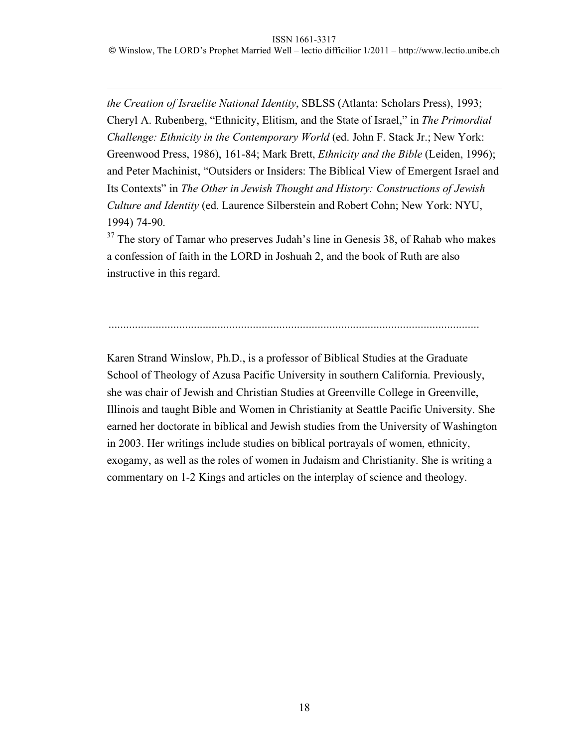*the Creation of Israelite National Identity*, SBLSS (Atlanta: Scholars Press), 1993; Cheryl A. Rubenberg, "Ethnicity, Elitism, and the State of Israel," in *The Primordial Challenge: Ethnicity in the Contemporary World* (ed. John F. Stack Jr.; New York: Greenwood Press, 1986), 161-84; Mark Brett, *Ethnicity and the Bible* (Leiden, 1996); and Peter Machinist, "Outsiders or Insiders: The Biblical View of Emergent Israel and Its Contexts" in *The Other in Jewish Thought and History: Constructions of Jewish Culture and Identity* (ed. Laurence Silberstein and Robert Cohn; New York: NYU, 1994) 74-90.

[37] The story of Tamar who preserves Judah's line in Genesis 38, of Rahab who makes a confession of faith in the LORD in Joshuah 2, and the book of Ruth are also instructive in this regard.

............................................................................................................................

Karen Strand Winslow, Ph.D., is a professor of Biblical Studies at the Graduate School of Theology of Azusa Pacific University in southern California. Previously, she was chair of Jewish and Christian Studies at Greenville College in Greenville, Illinois and taught Bible and Women in Christianity at Seattle Pacific University. She earned her doctorate in biblical and Jewish studies from the University of Washington in 2003. Her writings include studies on biblical portrayals of women, ethnicity, exogamy, as well as the roles of women in Judaism and Christianity. She is writing a commentary on 1-2 Kings and articles on the interplay of science and theology.